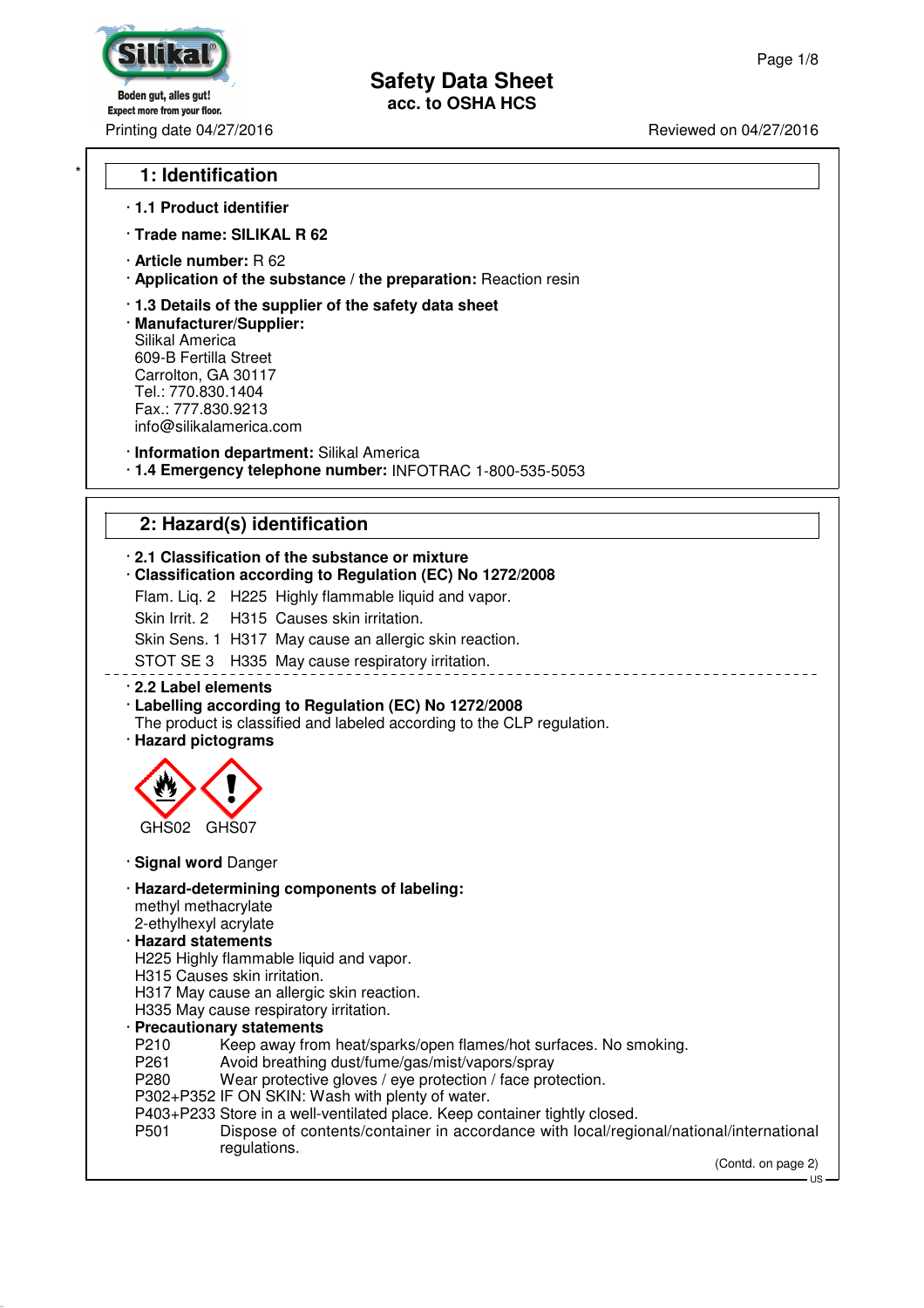# Safety Data Sheet
acc. to OSHA HCS

Printing date 04/27/2016 Reviewed on 04/27/2016

## 1: Identification

· **1.1 Product identifier**

· **Trade name: SILIKAL R 62**

· **Article number:** R 62
· **Application of the substance / the preparation:** Reaction resin

· **1.3 Details of the supplier of the safety data sheet**
· **Manufacturer/Supplier:**
Silikal America
609-B Fertilla Street
Carrolton, GA 30117
Tel.: 770.830.1404
Fax.: 777.830.9213
info@silikalamerica.com

· **Information department:** Silikal America
· **1.4 Emergency telephone number:** INFOTRAC 1-800-535-5053

## 2: Hazard(s) identification

· **2.1 Classification of the substance or mixture**
· **Classification according to Regulation (EC) No 1272/2008**

Flam. Liq. 2 H225 Highly flammable liquid and vapor.
Skin Irrit. 2 H315 Causes skin irritation.
Skin Sens. 1 H317 May cause an allergic skin reaction.
STOT SE 3 H335 May cause respiratory irritation.

· **2.2 Label elements**
· **Labelling according to Regulation (EC) No 1272/2008**
The product is classified and labeled according to the CLP regulation.
· **Hazard pictograms**

GHS02 GHS07

· **Signal word** Danger

· **Hazard-determining components of labeling:**
methyl methacrylate
2-ethylhexyl acrylate
· **Hazard statements**
H225 Highly flammable liquid and vapor.
H315 Causes skin irritation.
H317 May cause an allergic skin reaction.
H335 May cause respiratory irritation.
· **Precautionary statements**
P210 Keep away from heat/sparks/open flames/hot surfaces. No smoking.
P261 Avoid breathing dust/fume/gas/mist/vapors/spray
P280 Wear protective gloves / eye protection / face protection.
P302+P352 IF ON SKIN: Wash with plenty of water.
P403+P233 Store in a well-ventilated place. Keep container tightly closed.
P501 Dispose of contents/container in accordance with local/regional/national/international regulations.

(Contd. on page 2)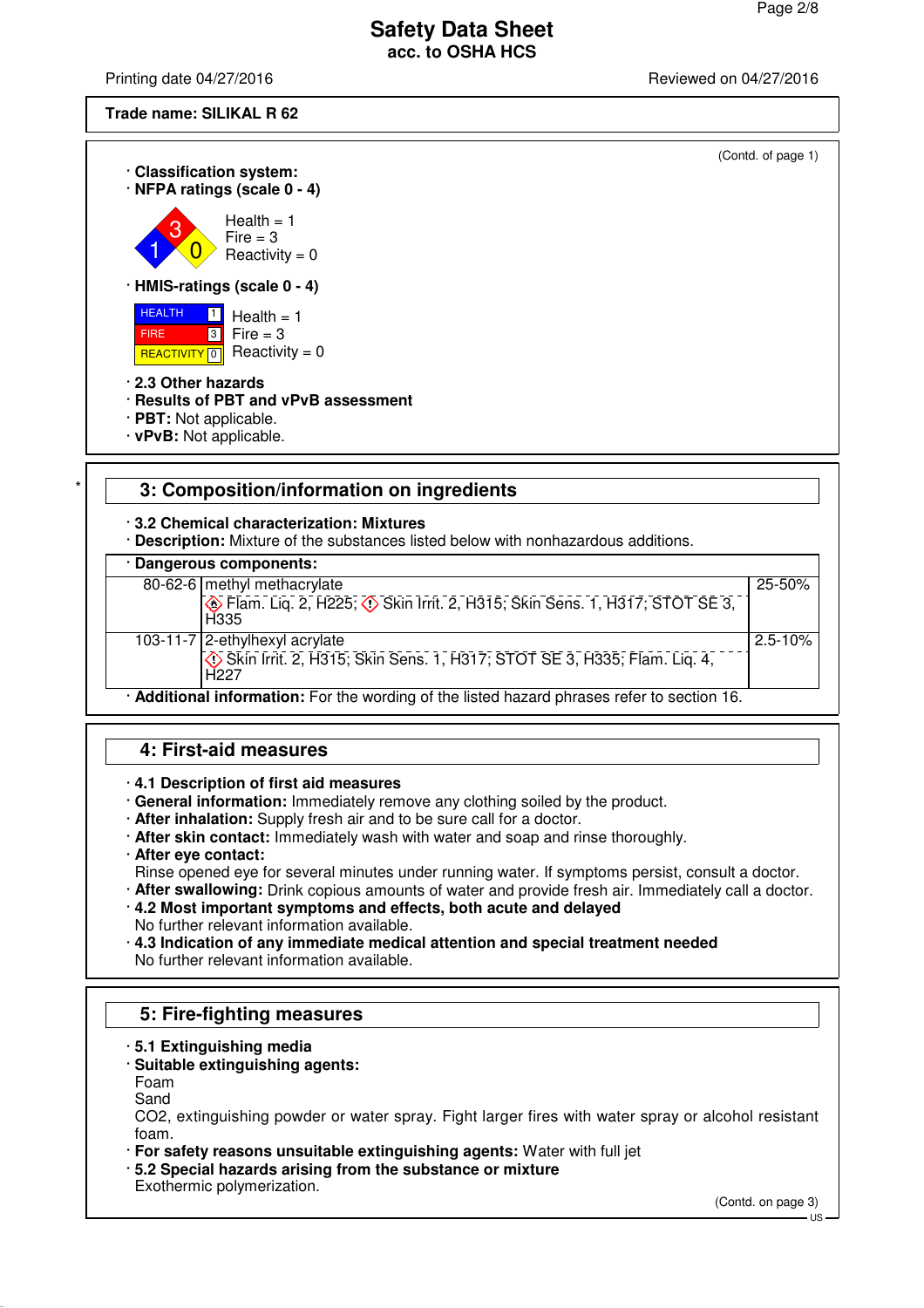**Trade name: SILIKAL R 62**

(Contd. of page 1)

· **Classification system:**
· **NFPA ratings (scale 0 - 4)**

Health = 1
Fire = 3
Reactivity = 0

· **HMIS-ratings (scale 0 - 4)**

| | | |
|---|---|---|
| HEALTH | 1 | Health = 1 |
| FIRE | 3 | Fire = 3 |
| REACTIVITY | 0 | Reactivity = 0 |

· **2.3 Other hazards**
· **Results of PBT and vPvB assessment**
· **PBT:** Not applicable.
· **vPvB:** Not applicable.

## 3: Composition/information on ingredients

· **3.2 Chemical characterization: Mixtures**
· **Description:** Mixture of the substances listed below with nonhazardous additions.

· **Dangerous components:**

| | | |
|---|---|---|
| 80-62-6 | methyl methacrylate<br>Flam. Liq. 2, H225; Skin Irrit. 2, H315; Skin Sens. 1, H317; STOT SE 3, H335 | 25-50% |
| 103-11-7 | 2-ethylhexyl acrylate<br>Skin Irrit. 2, H315; Skin Sens. 1, H317; STOT SE 3, H335; Flam. Liq. 4, H227 | 2.5-10% |

· **Additional information:** For the wording of the listed hazard phrases refer to section 16.

## 4: First-aid measures

· **4.1 Description of first aid measures**
· **General information:** Immediately remove any clothing soiled by the product.
· **After inhalation:** Supply fresh air and to be sure call for a doctor.
· **After skin contact:** Immediately wash with water and soap and rinse thoroughly.
· **After eye contact:**
Rinse opened eye for several minutes under running water. If symptoms persist, consult a doctor.
· **After swallowing:** Drink copious amounts of water and provide fresh air. Immediately call a doctor.
· **4.2 Most important symptoms and effects, both acute and delayed**
No further relevant information available.
· **4.3 Indication of any immediate medical attention and special treatment needed**
No further relevant information available.

## 5: Fire-fighting measures

· **5.1 Extinguishing media**
· **Suitable extinguishing agents:**
Foam
Sand
CO2, extinguishing powder or water spray. Fight larger fires with water spray or alcohol resistant foam.
· **For safety reasons unsuitable extinguishing agents:** Water with full jet
· **5.2 Special hazards arising from the substance or mixture**
Exothermic polymerization.

(Contd. on page 3)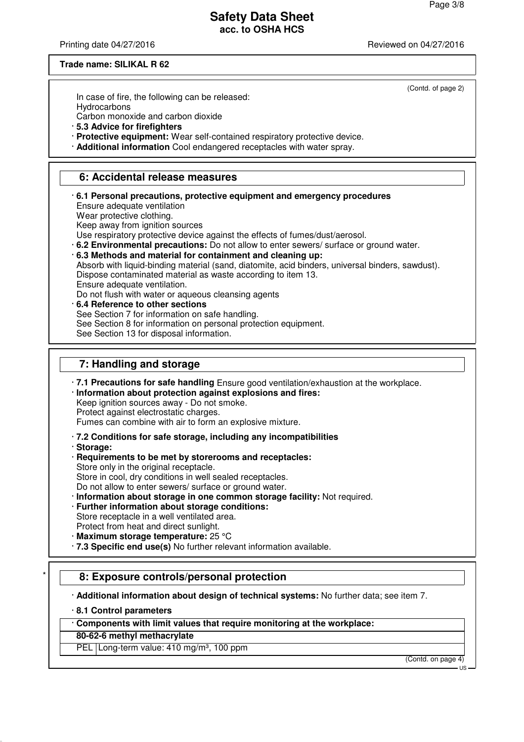**Trade name: SILIKAL R 62**

(Contd. of page 2)

In case of fire, the following can be released:
Hydrocarbons
Carbon monoxide and carbon dioxide

· **5.3 Advice for firefighters**
· **Protective equipment:** Wear self-contained respiratory protective device.
· **Additional information** Cool endangered receptacles with water spray.

## 6: Accidental release measures

· **6.1 Personal precautions, protective equipment and emergency procedures**
Ensure adequate ventilation
Wear protective clothing.
Keep away from ignition sources
Use respiratory protective device against the effects of fumes/dust/aerosol.
· **6.2 Environmental precautions:** Do not allow to enter sewers/ surface or ground water.
· **6.3 Methods and material for containment and cleaning up:**
Absorb with liquid-binding material (sand, diatomite, acid binders, universal binders, sawdust).
Dispose contaminated material as waste according to item 13.
Ensure adequate ventilation.
Do not flush with water or aqueous cleansing agents
· **6.4 Reference to other sections**
See Section 7 for information on safe handling.
See Section 8 for information on personal protection equipment.
See Section 13 for disposal information.

## 7: Handling and storage

· **7.1 Precautions for safe handling** Ensure good ventilation/exhaustion at the workplace.
· **Information about protection against explosions and fires:**
Keep ignition sources away - Do not smoke.
Protect against electrostatic charges.
Fumes can combine with air to form an explosive mixture.

· **7.2 Conditions for safe storage, including any incompatibilities**
· **Storage:**
· **Requirements to be met by storerooms and receptacles:**
Store only in the original receptacle.
Store in cool, dry conditions in well sealed receptacles.
Do not allow to enter sewers/ surface or ground water.
· **Information about storage in one common storage facility:** Not required.
· **Further information about storage conditions:**
Store receptacle in a well ventilated area.
Protect from heat and direct sunlight.
· **Maximum storage temperature:** 25 °C
· **7.3 Specific end use(s)** No further relevant information available.

## * 8: Exposure controls/personal protection

· **Additional information about design of technical systems:** No further data; see item 7.

· **8.1 Control parameters**

| · **Components with limit values that require monitoring at the workplace:** | |
|---|---|
| **80-62-6 methyl methacrylate** | |
| PEL | Long-term value: 410 mg/m³, 100 ppm |

(Contd. on page 4)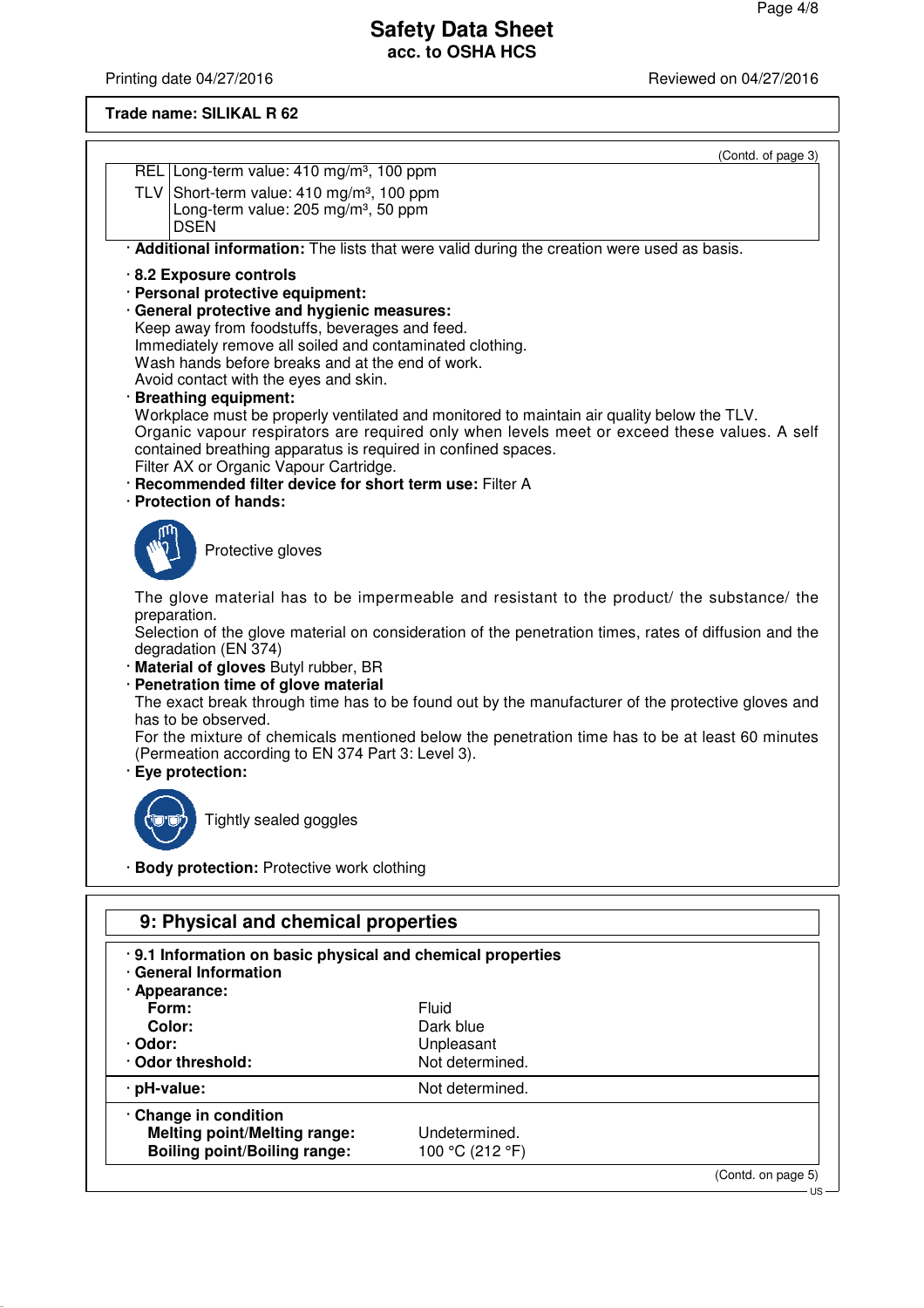**Trade name: SILIKAL R 62**

(Contd. of page 3)

| | |
|---|---|
| REL | Long-term value: 410 mg/m³, 100 ppm |
| TLV | Short-term value: 410 mg/m³, 100 ppm<br>Long-term value: 205 mg/m³, 50 ppm<br>DSEN |

· **Additional information:** The lists that were valid during the creation were used as basis.

· **8.2 Exposure controls**
· **Personal protective equipment:**
· **General protective and hygienic measures:**
Keep away from foodstuffs, beverages and feed.
Immediately remove all soiled and contaminated clothing.
Wash hands before breaks and at the end of work.
Avoid contact with the eyes and skin.
· **Breathing equipment:**
Workplace must be properly ventilated and monitored to maintain air quality below the TLV.
Organic vapour respirators are required only when levels meet or exceed these values. A self contained breathing apparatus is required in confined spaces.
Filter AX or Organic Vapour Cartridge.
· **Recommended filter device for short term use:** Filter A
· **Protection of hands:**

Protective gloves

The glove material has to be impermeable and resistant to the product/ the substance/ the preparation.
Selection of the glove material on consideration of the penetration times, rates of diffusion and the degradation (EN 374)
· **Material of gloves** Butyl rubber, BR
· **Penetration time of glove material**
The exact break through time has to be found out by the manufacturer of the protective gloves and has to be observed.
For the mixture of chemicals mentioned below the penetration time has to be at least 60 minutes (Permeation according to EN 374 Part 3: Level 3).
· **Eye protection:**

Tightly sealed goggles

· **Body protection:** Protective work clothing

## 9: Physical and chemical properties

· **9.1 Information on basic physical and chemical properties**
· **General Information**
· **Appearance:**

| | |
|---|---|
| **Form:** | Fluid |
| **Color:** | Dark blue |
| · **Odor:** | Unpleasant |
| · **Odor threshold:** | Not determined. |
| · **pH-value:** | Not determined. |
| · **Change in condition** | |
| **Melting point/Melting range:** | Undetermined. |
| **Boiling point/Boiling range:** | 100 °C (212 °F) |

(Contd. on page 5)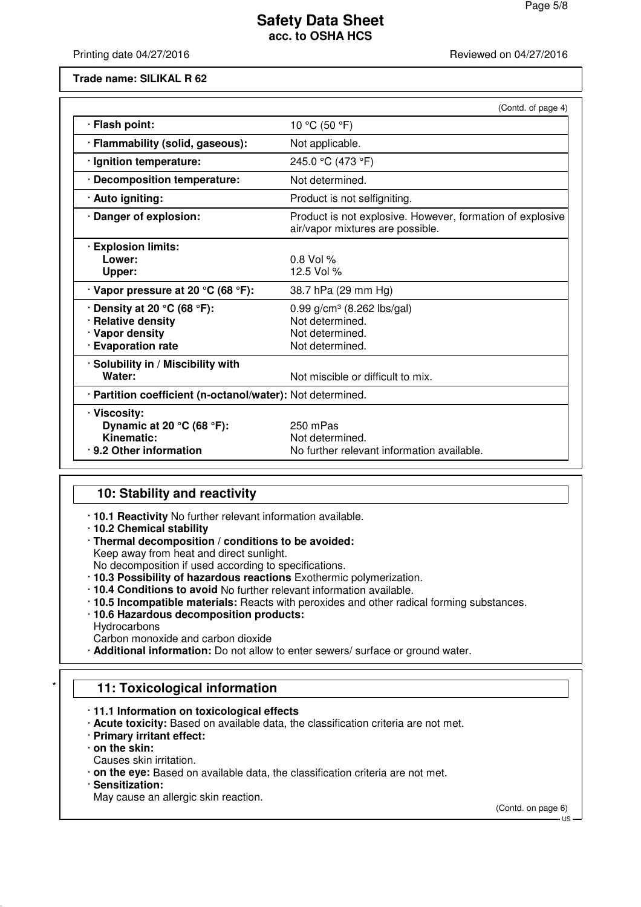Trade name: SILIKAL R 62

(Contd. of page 4)

| Property | Value |
|---|---|
| · **Flash point:** | 10 °C (50 °F) |
| · **Flammability (solid, gaseous):** | Not applicable. |
| · **Ignition temperature:** | 245.0 °C (473 °F) |
| · **Decomposition temperature:** | Not determined. |
| · **Auto igniting:** | Product is not selfigniting. |
| · **Danger of explosion:** | Product is not explosive. However, formation of explosive air/vapor mixtures are possible. |
| · **Explosion limits:** | |
| **Lower:** | 0.8 Vol % |
| **Upper:** | 12.5 Vol % |
| · **Vapor pressure at 20 °C (68 °F):** | 38.7 hPa (29 mm Hg) |
| · **Density at 20 °C (68 °F):** | 0.99 g/cm³ (8.262 lbs/gal) |
| · **Relative density** | Not determined. |
| · **Vapor density** | Not determined. |
| · **Evaporation rate** | Not determined. |
| · **Solubility in / Miscibility with** | |
| **Water:** | Not miscible or difficult to mix. |
| · **Partition coefficient (n-octanol/water):** | Not determined. |
| · **Viscosity:** | |
| **Dynamic at 20 °C (68 °F):** | 250 mPas |
| **Kinematic:** | Not determined. |
| · **9.2 Other information** | No further relevant information available. |

## 10: Stability and reactivity

· **10.1 Reactivity** No further relevant information available.
· **10.2 Chemical stability**
· **Thermal decomposition / conditions to be avoided:**
Keep away from heat and direct sunlight.
No decomposition if used according to specifications.
· **10.3 Possibility of hazardous reactions** Exothermic polymerization.
· **10.4 Conditions to avoid** No further relevant information available.
· **10.5 Incompatible materials:** Reacts with peroxides and other radical forming substances.
· **10.6 Hazardous decomposition products:**
Hydrocarbons
Carbon monoxide and carbon dioxide
· **Additional information:** Do not allow to enter sewers/ surface or ground water.

## * 11: Toxicological information

· **11.1 Information on toxicological effects**
· **Acute toxicity:** Based on available data, the classification criteria are not met.
· **Primary irritant effect:**
· **on the skin:**
Causes skin irritation.
· **on the eye:** Based on available data, the classification criteria are not met.
· **Sensitization:**
May cause an allergic skin reaction.

(Contd. on page 6)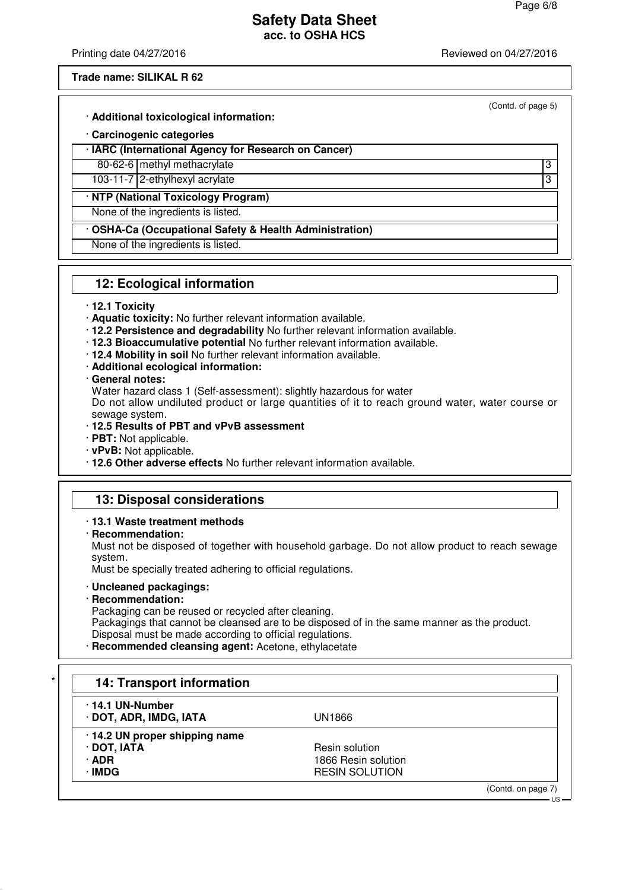(Contd. of page 5)

· **Additional toxicological information:**

· **Carcinogenic categories**

| · **IARC (International Agency for Research on Cancer)** | | |
|---|---|---|
| 80-62-6 | methyl methacrylate | 3 |
| 103-11-7 | 2-ethylhexyl acrylate | 3 |

| · **NTP (National Toxicology Program)** |
|---|
| None of the ingredients is listed. |

| · **OSHA-Ca (Occupational Safety & Health Administration)** |
|---|
| None of the ingredients is listed. |

## 12: Ecological information

· **12.1 Toxicity**
· **Aquatic toxicity:** No further relevant information available.
· **12.2 Persistence and degradability** No further relevant information available.
· **12.3 Bioaccumulative potential** No further relevant information available.
· **12.4 Mobility in soil** No further relevant information available.
· **Additional ecological information:**
· **General notes:**
Water hazard class 1 (Self-assessment): slightly hazardous for water
Do not allow undiluted product or large quantities of it to reach ground water, water course or sewage system.
· **12.5 Results of PBT and vPvB assessment**
· **PBT:** Not applicable.
· **vPvB:** Not applicable.
· **12.6 Other adverse effects** No further relevant information available.

## 13: Disposal considerations

· **13.1 Waste treatment methods**
· **Recommendation:**
Must not be disposed of together with household garbage. Do not allow product to reach sewage system.
Must be specially treated adhering to official regulations.

· **Uncleaned packagings:**
· **Recommendation:**
Packaging can be reused or recycled after cleaning.
Packagings that cannot be cleansed are to be disposed of in the same manner as the product.
Disposal must be made according to official regulations.
· **Recommended cleansing agent:** Acetone, ethylacetate

## * 14: Transport information

| · **14.1 UN-Number** | |
|---|---|
| · **DOT, ADR, IMDG, IATA** | UN1866 |
| · **14.2 UN proper shipping name** | |
| · **DOT, IATA** | Resin solution |
| · **ADR** | 1866 Resin solution |
| · **IMDG** | RESIN SOLUTION |

(Contd. on page 7)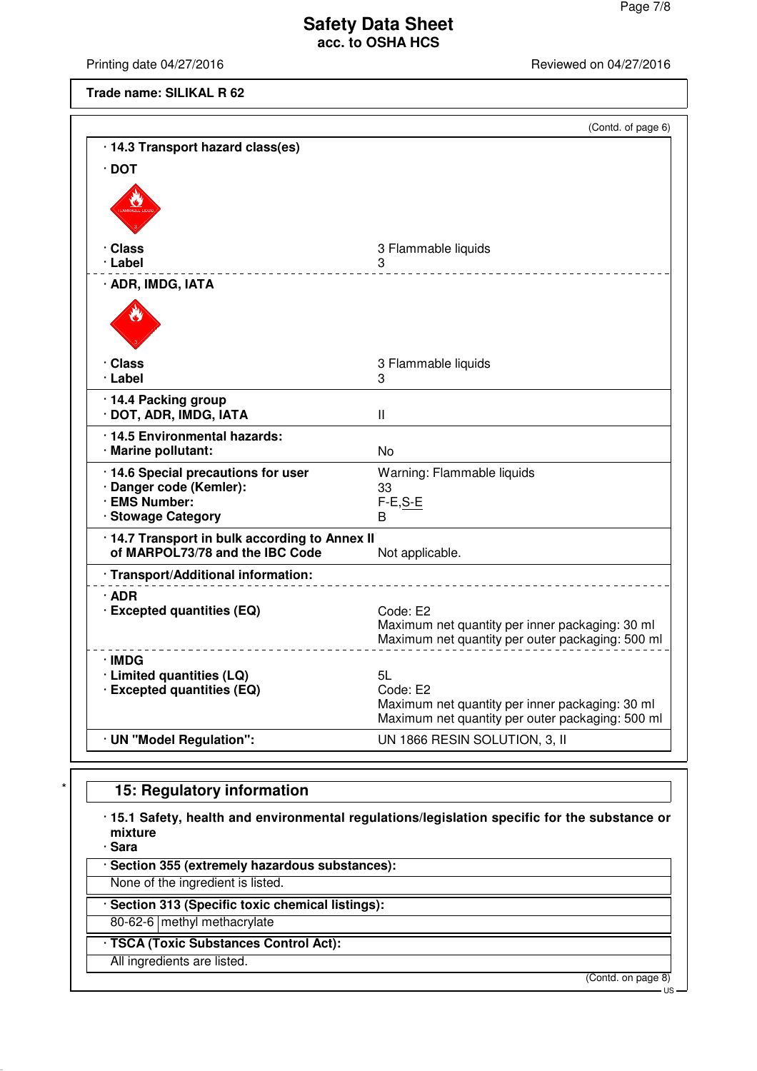Trade name: SILIKAL R 62

(Contd. of page 6)

· **14.3 Transport hazard class(es)**

· **DOT**

| | |
|---|---|
| · **Class** | 3 Flammable liquids |
| · **Label** | 3 |

· **ADR, IMDG, IATA**

| | |
|---|---|
| · **Class** | 3 Flammable liquids |
| · **Label** | 3 |

| | |
|---|---|
| · **14.4 Packing group** | |
| · **DOT, ADR, IMDG, IATA** | II |
| · **14.5 Environmental hazards:** | |
| · **Marine pollutant:** | No |
| · **14.6 Special precautions for user** | Warning: Flammable liquids |
| · **Danger code (Kemler):** | 33 |
| · **EMS Number:** | F-E,S-E |
| · **Stowage Category** | B |
| · **14.7 Transport in bulk according to Annex II of MARPOL73/78 and the IBC Code** | Not applicable. |

· **Transport/Additional information:**

| | |
|---|---|
| · **ADR** | |
| · **Excepted quantities (EQ)** | Code: E2<br>Maximum net quantity per inner packaging: 30 ml<br>Maximum net quantity per outer packaging: 500 ml |
| · **IMDG** | |
| · **Limited quantities (LQ)** | 5L |
| · **Excepted quantities (EQ)** | Code: E2<br>Maximum net quantity per inner packaging: 30 ml<br>Maximum net quantity per outer packaging: 500 ml |
| · **UN "Model Regulation":** | UN 1866 RESIN SOLUTION, 3, II |

## 15: Regulatory information

· **15.1 Safety, health and environmental regulations/legislation specific for the substance or mixture**

· **Sara**

· **Section 355 (extremely hazardous substances):**

None of the ingredient is listed.

· **Section 313 (Specific toxic chemical listings):**

| | |
|---|---|
| 80-62-6 | methyl methacrylate |

· **TSCA (Toxic Substances Control Act):**

All ingredients are listed.

(Contd. on page 8)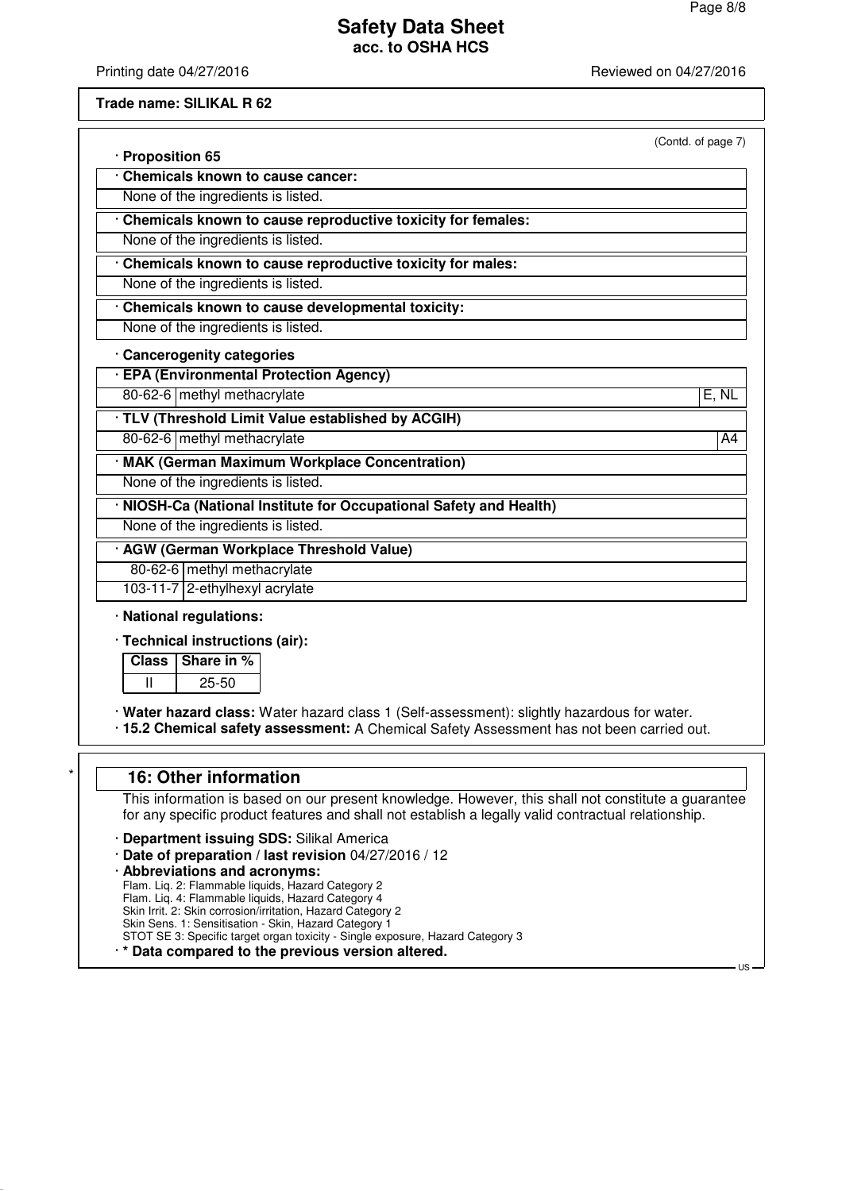# Safety Data Sheet
**acc. to OSHA HCS**

Printing date 04/27/2016 Reviewed on 04/27/2016

**Trade name: SILIKAL R 62**

(Contd. of page 7)

· **Proposition 65**

· **Chemicals known to cause cancer:**

None of the ingredients is listed.

· **Chemicals known to cause reproductive toxicity for females:**

None of the ingredients is listed.

· **Chemicals known to cause reproductive toxicity for males:**

None of the ingredients is listed.

· **Chemicals known to cause developmental toxicity:**

None of the ingredients is listed.

· **Cancerogenity categories**

· **EPA (Environmental Protection Agency)**

| | | |
|---|---|---|
| 80-62-6 | methyl methacrylate | E, NL |

· **TLV (Threshold Limit Value established by ACGIH)**

| | | |
|---|---|---|
| 80-62-6 | methyl methacrylate | A4 |

· **MAK (German Maximum Workplace Concentration)**

None of the ingredients is listed.

· **NIOSH-Ca (National Institute for Occupational Safety and Health)**

None of the ingredients is listed.

· **AGW (German Workplace Threshold Value)**

| | |
|---|---|
| 80-62-6 | methyl methacrylate |
| 103-11-7 | 2-ethylhexyl acrylate |

· **National regulations:**

· **Technical instructions (air):**

| Class | Share in % |
|---|---|
| II | 25-50 |

· **Water hazard class:** Water hazard class 1 (Self-assessment): slightly hazardous for water.

· **15.2 Chemical safety assessment:** A Chemical Safety Assessment has not been carried out.

\* 

## 16: Other information

This information is based on our present knowledge. However, this shall not constitute a guarantee for any specific product features and shall not establish a legally valid contractual relationship.

· **Department issuing SDS:** Silikal America

· **Date of preparation / last revision** 04/27/2016 / 12

· **Abbreviations and acronyms:**

Flam. Liq. 2: Flammable liquids, Hazard Category 2
Flam. Liq. 4: Flammable liquids, Hazard Category 4
Skin Irrit. 2: Skin corrosion/irritation, Hazard Category 2
Skin Sens. 1: Sensitisation - Skin, Hazard Category 1
STOT SE 3: Specific target organ toxicity - Single exposure, Hazard Category 3

· **\* Data compared to the previous version altered.**